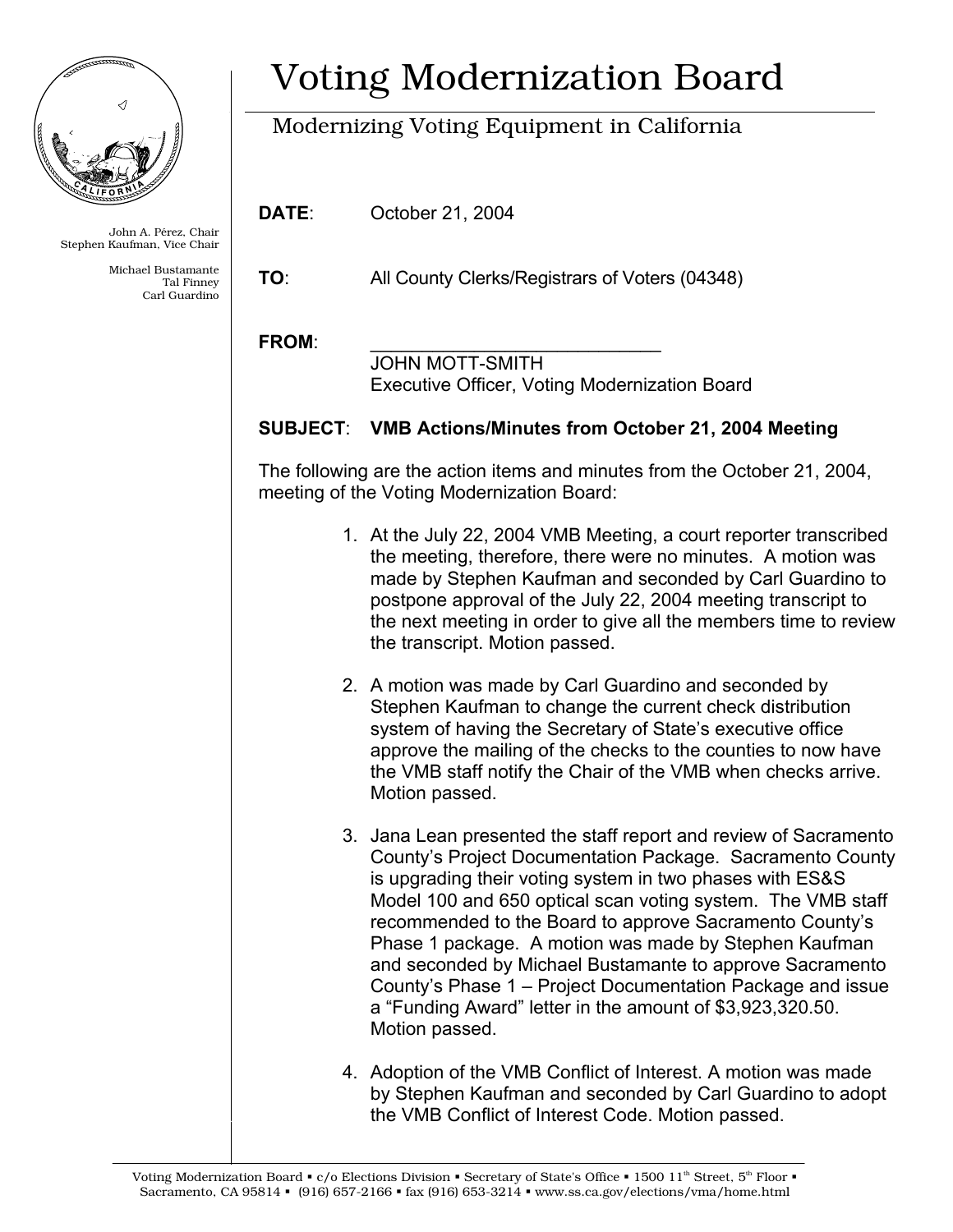# Voting Modernization Board

## Modernizing Voting Equipment in California

John A. Pérez, Chair
Stephen Kaufman, Vice Chair

Michael Bustamante
Tal Finney
Carl Guardino

**DATE**: October 21, 2004

**TO**: All County Clerks/Registrars of Voters (04348)

**FROM**: ______________________________
JOHN MOTT-SMITH
Executive Officer, Voting Modernization Board

**SUBJECT**: **VMB Actions/Minutes from October 21, 2004 Meeting**

The following are the action items and minutes from the October 21, 2004, meeting of the Voting Modernization Board:

1. At the July 22, 2004 VMB Meeting, a court reporter transcribed the meeting, therefore, there were no minutes. A motion was made by Stephen Kaufman and seconded by Carl Guardino to postpone approval of the July 22, 2004 meeting transcript to the next meeting in order to give all the members time to review the transcript. Motion passed.

2. A motion was made by Carl Guardino and seconded by Stephen Kaufman to change the current check distribution system of having the Secretary of State's executive office approve the mailing of the checks to the counties to now have the VMB staff notify the Chair of the VMB when checks arrive. Motion passed.

3. Jana Lean presented the staff report and review of Sacramento County's Project Documentation Package. Sacramento County is upgrading their voting system in two phases with ES&S Model 100 and 650 optical scan voting system. The VMB staff recommended to the Board to approve Sacramento County's Phase 1 package. A motion was made by Stephen Kaufman and seconded by Michael Bustamante to approve Sacramento County's Phase 1 – Project Documentation Package and issue a "Funding Award" letter in the amount of $3,923,320.50. Motion passed.

4. Adoption of the VMB Conflict of Interest. A motion was made by Stephen Kaufman and seconded by Carl Guardino to adopt the VMB Conflict of Interest Code. Motion passed.

Voting Modernization Board ▪ c/o Elections Division ▪ Secretary of State's Office ▪ 1500 11th Street, 5th Floor ▪ Sacramento, CA 95814 ▪ (916) 657-2166 ▪ fax (916) 653-3214 ▪ www.ss.ca.gov/elections/vma/home.html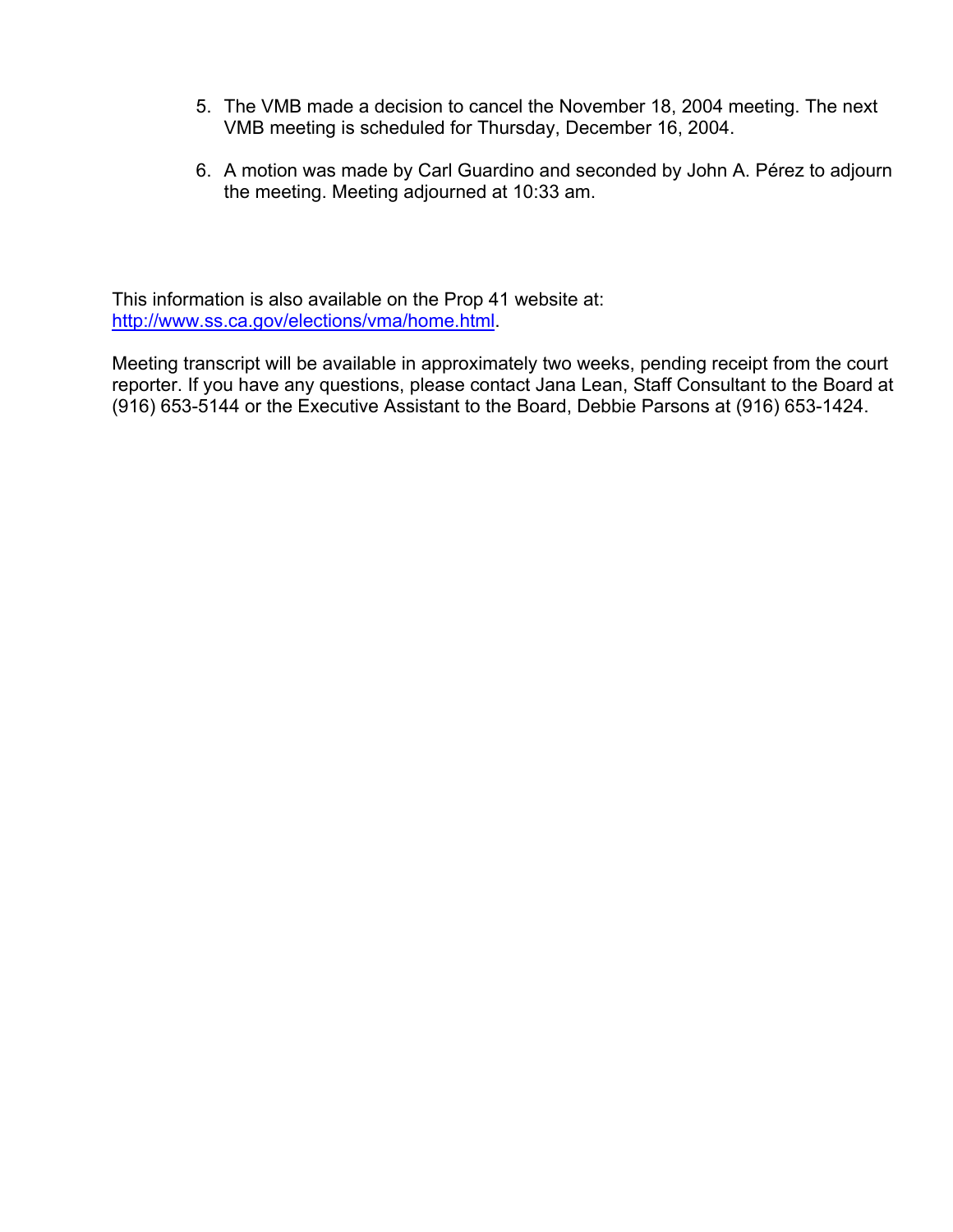5. The VMB made a decision to cancel the November 18, 2004 meeting. The next VMB meeting is scheduled for Thursday, December 16, 2004.

6. A motion was made by Carl Guardino and seconded by John A. Pérez to adjourn the meeting. Meeting adjourned at 10:33 am.

This information is also available on the Prop 41 website at: [http://www.ss.ca.gov/elections/vma/home.html](http://www.ss.ca.gov/elections/vma/home.html).

Meeting transcript will be available in approximately two weeks, pending receipt from the court reporter. If you have any questions, please contact Jana Lean, Staff Consultant to the Board at (916) 653-5144 or the Executive Assistant to the Board, Debbie Parsons at (916) 653-1424.